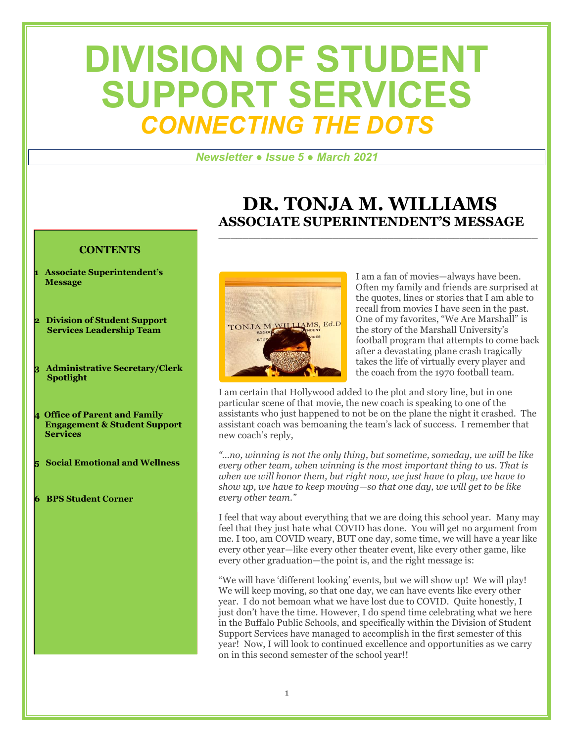# DIVISION OF STUDENT SUPPORT SERVICES

## *CONNECTING THE DOTS*

*Newsletter ● Issue 5 ● March 2021*

**CONTENTS**

1. Associate Superintendent's Message
2. Division of Student Support Services Leadership Team
3. Administrative Secretary/Clerk Spotlight
4. Office of Parent and Family Engagement & Student Support Services
5. Social Emotional and Wellness
6. BPS Student Corner

# DR. TONJA M. WILLIAMS

## ASSOCIATE SUPERINTENDENT'S MESSAGE

I am a fan of movies—always have been. Often my family and friends are surprised at the quotes, lines or stories that I am able to recall from movies I have seen in the past. One of my favorites, "We Are Marshall" is the story of the Marshall University's football program that attempts to come back after a devastating plane crash tragically takes the life of virtually every player and the coach from the 1970 football team.

I am certain that Hollywood added to the plot and story line, but in one particular scene of that movie, the new coach is speaking to one of the assistants who just happened to not be on the plane the night it crashed. The assistant coach was bemoaning the team's lack of success. I remember that new coach's reply,

*"…no, winning is not the only thing, but sometime, someday, we will be like every other team, when winning is the most important thing to us. That is when we will honor them, but right now, we just have to play, we have to show up, we have to keep moving—so that one day, we will get to be like every other team."*

I feel that way about everything that we are doing this school year. Many may feel that they just hate what COVID has done. You will get no argument from me. I too, am COVID weary, BUT one day, some time, we will have a year like every other year—like every other theater event, like every other game, like every other graduation—the point is, and the right message is:

"We will have 'different looking' events, but we will show up! We will play! We will keep moving, so that one day, we can have events like every other year. I do not bemoan what we have lost due to COVID. Quite honestly, I just don't have the time. However, I do spend time celebrating what we here in the Buffalo Public Schools, and specifically within the Division of Student Support Services have managed to accomplish in the first semester of this year! Now, I will look to continued excellence and opportunities as we carry on in this second semester of the school year!!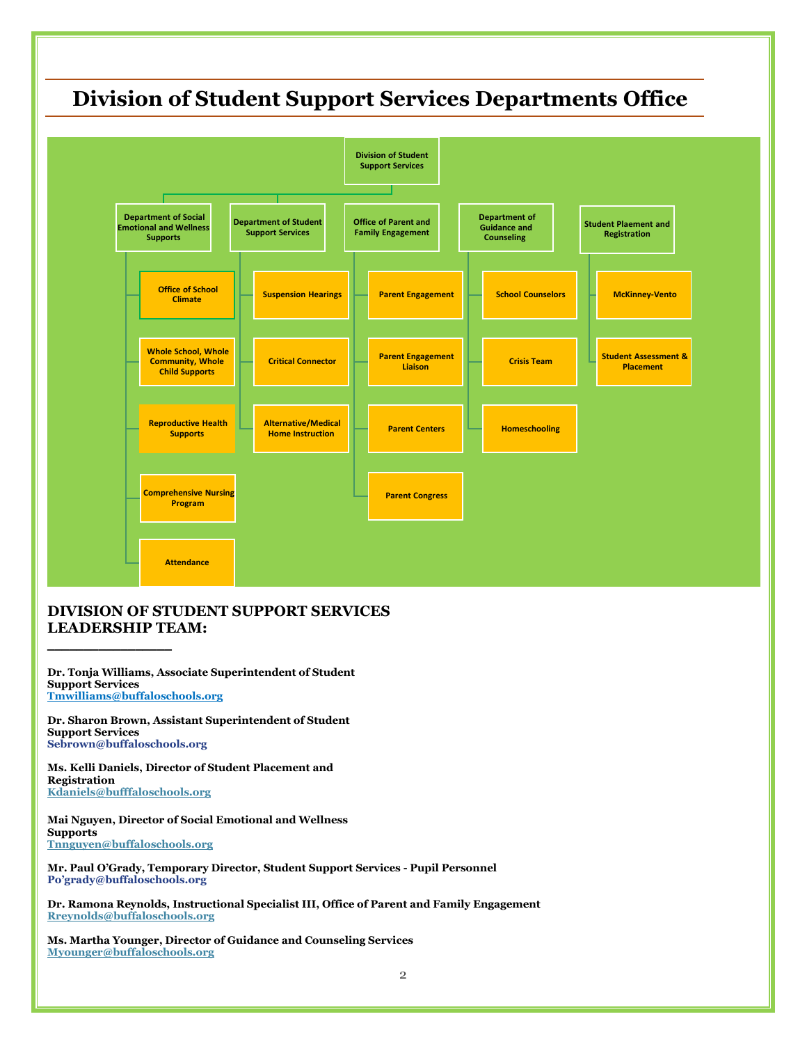# Division of Student Support Services Departments Office

- **Division of Student Support Services**
  - **Department of Social Emotional and Wellness Supports**
    - Office of School Climate
    - Whole School, Whole Community, Whole Child Supports
    - Reproductive Health Supports
    - Comprehensive Nursing Program
    - Attendance
  - **Department of Student Support Services**
    - Suspension Hearings
    - Critical Connector
    - Alternative/Medical Home Instruction
  - **Office of Parent and Family Engagement**
    - Parent Engagement
    - Parent Engagement Liaison
    - Parent Centers
    - Parent Congress
  - **Department of Guidance and Counseling**
    - School Counselors
    - Crisis Team
    - Homeschooling
  - **Student Plaement and Registration**
    - McKinney-Vento
    - Student Assessment & Placement

## DIVISION OF STUDENT SUPPORT SERVICES LEADERSHIP TEAM:

**Dr. Tonja Williams, Associate Superintendent of Student Support Services**
Tmwilliams@buffaloschools.org

**Dr. Sharon Brown, Assistant Superintendent of Student Support Services**
Sebrown@buffaloschools.org

**Ms. Kelli Daniels, Director of Student Placement and Registration**
Kdaniels@bufffaloschools.org

**Mai Nguyen, Director of Social Emotional and Wellness Supports**
Tnnguyen@buffaloschools.org

**Mr. Paul O'Grady, Temporary Director, Student Support Services - Pupil Personnel**
Po'grady@buffaloschools.org

**Dr. Ramona Reynolds, Instructional Specialist III, Office of Parent and Family Engagement**
Rreynolds@buffaloschools.org

**Ms. Martha Younger, Director of Guidance and Counseling Services**
Myounger@buffaloschools.org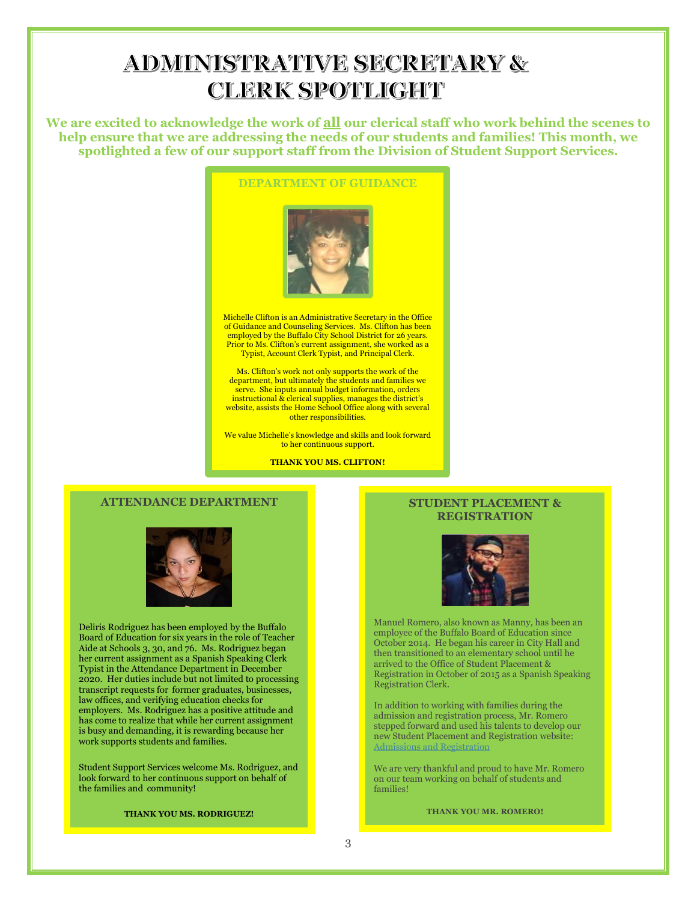# ADMINISTRATIVE SECRETARY & CLERK SPOTLIGHT

**We are excited to acknowledge the work of all our clerical staff who work behind the scenes to help ensure that we are addressing the needs of our students and families! This month, we spotlighted a few of our support staff from the Division of Student Support Services.**

## DEPARTMENT OF GUIDANCE

Michelle Clifton is an Administrative Secretary in the Office of Guidance and Counseling Services. Ms. Clifton has been employed by the Buffalo City School District for 26 years. Prior to Ms. Clifton's current assignment, she worked as a Typist, Account Clerk Typist, and Principal Clerk.

Ms. Clifton's work not only supports the work of the department, but ultimately the students and families we serve. She inputs annual budget information, orders instructional & clerical supplies, manages the district's website, assists the Home School Office along with several other responsibilities.

We value Michelle's knowledge and skills and look forward to her continuous support.

**THANK YOU MS. CLIFTON!**

## ATTENDANCE DEPARTMENT

Deliris Rodriguez has been employed by the Buffalo Board of Education for six years in the role of Teacher Aide at Schools 3, 30, and 76. Ms. Rodriguez began her current assignment as a Spanish Speaking Clerk Typist in the Attendance Department in December 2020. Her duties include but not limited to processing transcript requests for former graduates, businesses, law offices, and verifying education checks for employers. Ms. Rodriguez has a positive attitude and has come to realize that while her current assignment is busy and demanding, it is rewarding because her work supports students and families.

Student Support Services welcome Ms. Rodriguez, and look forward to her continuous support on behalf of the families and community!

**THANK YOU MS. RODRIGUEZ!**

## STUDENT PLACEMENT & REGISTRATION

Manuel Romero, also known as Manny, has been an employee of the Buffalo Board of Education since October 2014. He began his career in City Hall and then transitioned to an elementary school until he arrived to the Office of Student Placement & Registration in October of 2015 as a Spanish Speaking Registration Clerk.

In addition to working with families during the admission and registration process, Mr. Romero stepped forward and used his talents to develop our new Student Placement and Registration website: Admissions and Registration

We are very thankful and proud to have Mr. Romero on our team working on behalf of students and families!

**THANK YOU MR. ROMERO!**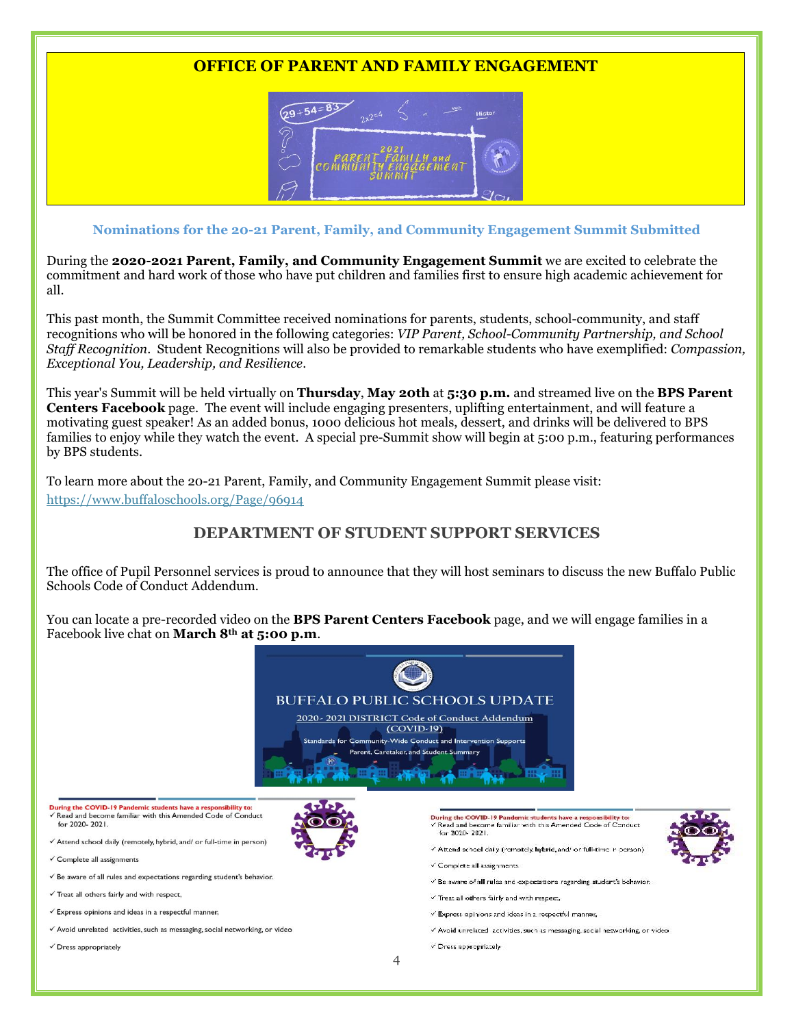## OFFICE OF PARENT AND FAMILY ENGAGEMENT

### Nominations for the 20-21 Parent, Family, and Community Engagement Summit Submitted

During the **2020-2021 Parent, Family, and Community Engagement Summit** we are excited to celebrate the commitment and hard work of those who have put children and families first to ensure high academic achievement for all.

This past month, the Summit Committee received nominations for parents, students, school-community, and staff recognitions who will be honored in the following categories: *VIP Parent, School-Community Partnership, and School Staff Recognition*. Student Recognitions will also be provided to remarkable students who have exemplified: *Compassion, Exceptional You, Leadership, and Resilience*.

This year's Summit will be held virtually on **Thursday**, **May 20th** at **5:30 p.m.** and streamed live on the **BPS Parent Centers Facebook** page. The event will include engaging presenters, uplifting entertainment, and will feature a motivating guest speaker! As an added bonus, 1000 delicious hot meals, dessert, and drinks will be delivered to BPS families to enjoy while they watch the event. A special pre-Summit show will begin at 5:00 p.m., featuring performances by BPS students.

To learn more about the 20-21 Parent, Family, and Community Engagement Summit please visit:
https://www.buffaloschools.org/Page/96914

## DEPARTMENT OF STUDENT SUPPORT SERVICES

The office of Pupil Personnel services is proud to announce that they will host seminars to discuss the new Buffalo Public Schools Code of Conduct Addendum.

You can locate a pre-recorded video on the **BPS Parent Centers Facebook** page, and we will engage families in a Facebook live chat on **March 8th at 5:00 p.m**.

BUFFALO PUBLIC SCHOOLS UPDATE

2020- 2021 DISTRICT Code of Conduct Addendum (COVID-19)

Standards for Community-Wide Conduct and Intervention Supports

Parent, Caretaker, and Student Summary

**During the COVID-19 Pandemic students have a responsibility to:**

- ✓ Read and become familiar with this Amended Code of Conduct for 2020- 2021.
- ✓ Attend school daily (remotely, hybrid, and/ or full-time in person)
- ✓ Complete all assignments
- ✓ Be aware of all rules and expectations regarding student's behavior.
- ✓ Treat all others fairly and with respect,
- ✓ Express opinions and ideas in a respectful manner,
- ✓ Avoid unrelated activities, such as messaging, social networking, or video
- ✓ Dress appropriately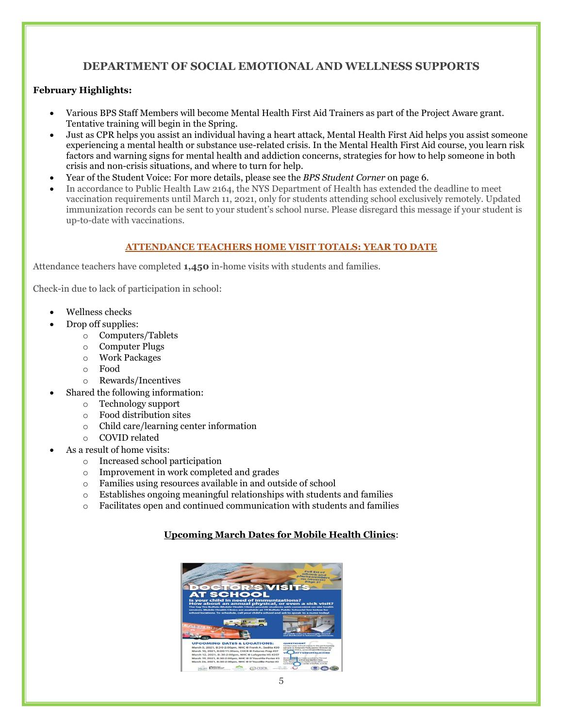## DEPARTMENT OF SOCIAL EMOTIONAL AND WELLNESS SUPPORTS

**February Highlights:**

- Various BPS Staff Members will become Mental Health First Aid Trainers as part of the Project Aware grant. Tentative training will begin in the Spring.
- Just as CPR helps you assist an individual having a heart attack, Mental Health First Aid helps you assist someone experiencing a mental health or substance use-related crisis. In the Mental Health First Aid course, you learn risk factors and warning signs for mental health and addiction concerns, strategies for how to help someone in both crisis and non-crisis situations, and where to turn for help.
- Year of the Student Voice: For more details, please see the *BPS Student Corner* on page 6.
- In accordance to Public Health Law 2164, the NYS Department of Health has extended the deadline to meet vaccination requirements until March 11, 2021, only for students attending school exclusively remotely. Updated immunization records can be sent to your student's school nurse. Please disregard this message if your student is up-to-date with vaccinations.

### ATTENDANCE TEACHERS HOME VISIT TOTALS: YEAR TO DATE

Attendance teachers have completed **1,450** in-home visits with students and families.

Check-in due to lack of participation in school:

- Wellness checks
- Drop off supplies:
  - Computers/Tablets
  - Computer Plugs
  - Work Packages
  - Food
  - Rewards/Incentives
- Shared the following information:
  - Technology support
  - Food distribution sites
  - Child care/learning center information
  - COVID related
- As a result of home visits:
  - Increased school participation
  - Improvement in work completed and grades
  - Families using resources available in and outside of school
  - Establishes ongoing meaningful relationships with students and families
  - Facilitates open and continued communication with students and families

### Upcoming March Dates for Mobile Health Clinics: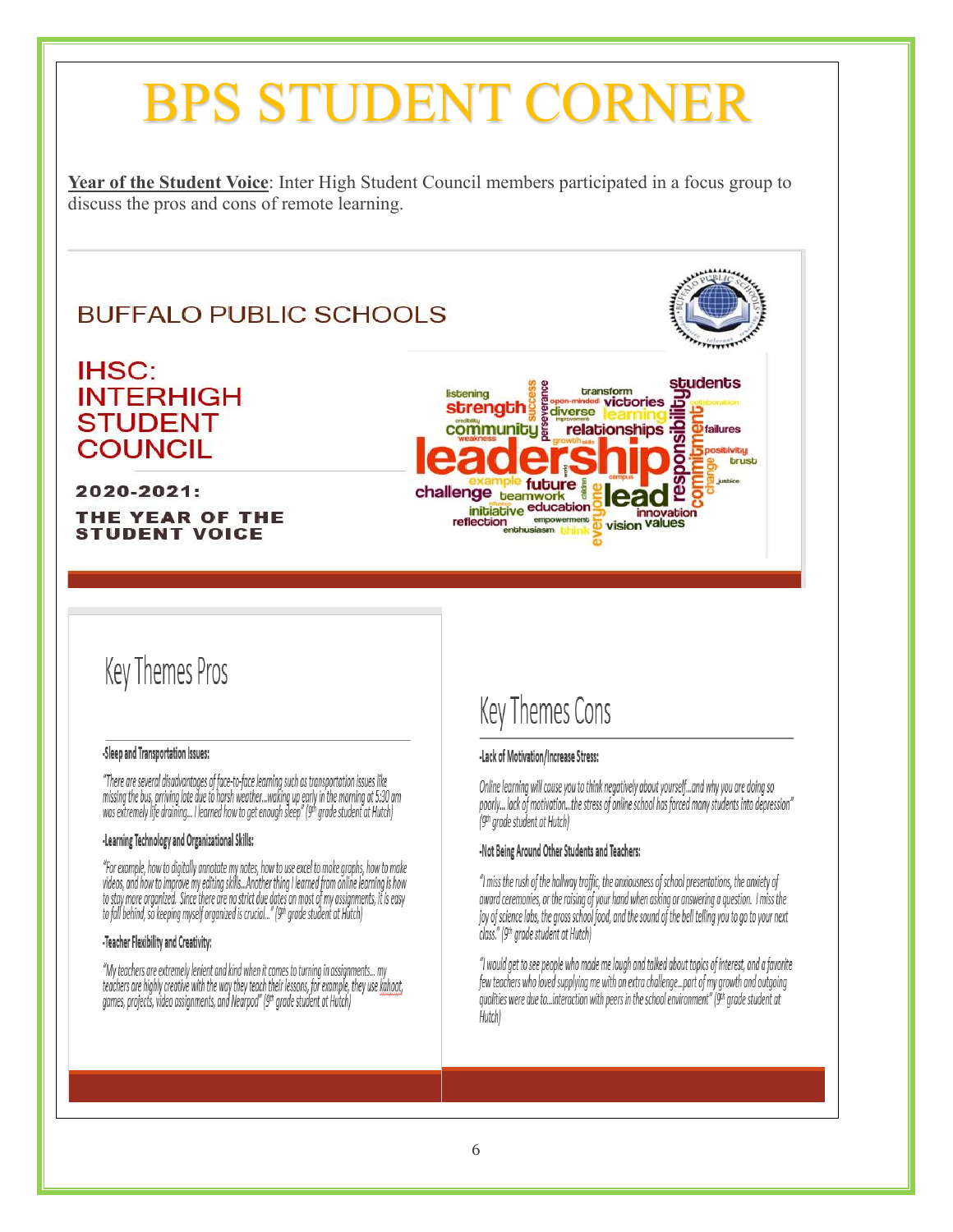# BPS STUDENT CORNER

**Year of the Student Voice**: Inter High Student Council members participated in a focus group to discuss the pros and cons of remote learning.

BUFFALO PUBLIC SCHOOLS

IHSC: INTERHIGH STUDENT COUNCIL

2020-2021: THE YEAR OF THE STUDENT VOICE

## Key Themes Pros

**-Sleep and Transportation Issues:**

*"There are several disadvantages of face-to-face learning such as transportation issues like missing the bus, arriving late due to harsh weather...waking up early in the morning at 5:30 am was extremely life draining... I learned how to get enough sleep" (9th grade student at Hutch)*

**-Learning Technology and Organizational Skills:**

*"For example, how to digitally annotate my notes, how to use excel to make graphs, how to make videos, and how to improve my editing skills...Another thing I learned from online learning is how to stay more organized. Since there are no strict due dates on most of my assignments, it is easy to fall behind, so keeping myself organized is crucial..." (9th grade student at Hutch)*

**-Teacher Flexibility and Creativity:**

*"My teachers are extremely lenient and kind when it comes to turning in assignments... my teachers are highly creative with the way they teach their lessons, for example, they use kahoot, games, projects, video assignments, and Nearpod" (9th grade student at Hutch)*

## Key Themes Cons

**-Lack of Motivation/Increase Stress:**

*Online learning will cause you to think negatively about yourself...and why you are doing so poorly... lack of motivation...the stress of online school has forced many students into depression" (9th grade student at Hutch)*

**-Not Being Around Other Students and Teachers:**

*"I miss the rush of the hallway traffic, the anxiousness of school presentations, the anxiety of award ceremonies, or the raising of your hand when asking or answering a question. I miss the joy of science labs, the gross school food, and the sound of the bell telling you to go to your next class." (9th grade student at Hutch)*

*"I would get to see people who made me laugh and talked about topics of interest, and a favorite few teachers who loved supplying me with an extra challenge...part of my growth and outgoing qualities were due to...interaction with peers in the school environment" (9th grade student at Hutch)*